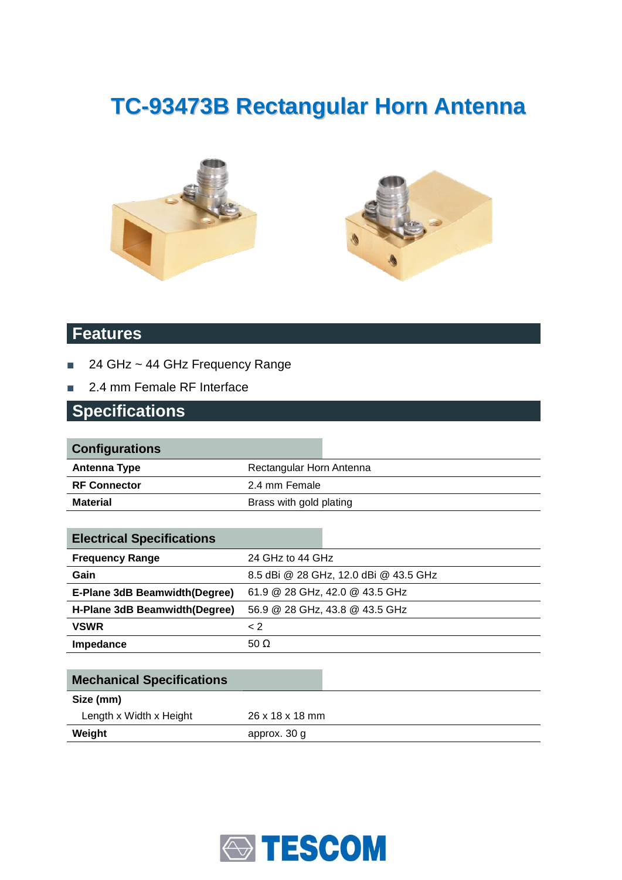# TC-93473B Rectangular Horn Antenna

## Features

- 24 GHz ~ 44 GHz Frequency Range
- 2.4 mm Female RF Interface

## Specifications

| Configurations | |
|---|---|
| **Antenna Type** | Rectangular Horn Antenna |
| **RF Connector** | 2.4 mm Female |
| **Material** | Brass with gold plating |

| Electrical Specifications | |
|---|---|
| **Frequency Range** | 24 GHz to 44 GHz |
| **Gain** | 8.5 dBi @ 28 GHz, 12.0 dBi @ 43.5 GHz |
| **E-Plane 3dB Beamwidth(Degree)** | 61.9 @ 28 GHz, 42.0 @ 43.5 GHz |
| **H-Plane 3dB Beamwidth(Degree)** | 56.9 @ 28 GHz, 43.8 @ 43.5 GHz |
| **VSWR** | < 2 |
| **Impedance** | 50 Ω |

| Mechanical Specifications | |
|---|---|
| **Size (mm)** | |
| Length x Width x Height | 26 x 18 x 18 mm |
| **Weight** | approx. 30 g |

TESCOM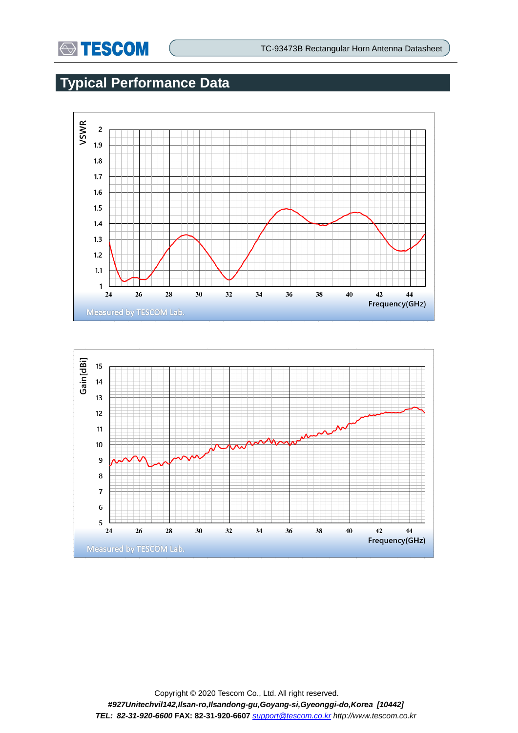# Typical Performance Data

VSWR

2
1.9
1.8
1.7
1.6
1.5
1.4
1.3
1.2
1.1
1

24 26 28 30 32 34 36 38 40 42 44

Frequency(GHz)

Measured by TESCOM Lab.

Gain[dBi]

15
14
13
12
11
10
9
8
7
6
5

24 26 28 30 32 34 36 38 40 42 44

Frequency(GHz)

Measured by TESCOM Lab.

Copyright © 2020 Tescom Co., Ltd. All right reserved.

***#927Unitechvil142,Ilsan-ro,Ilsandong-gu,Goyang-si,Gyeonggi-do,Korea [10442]***

***TEL: 82-31-920-6600*** **FAX: 82-31-920-6607** *support@tescom.co.kr http://www.tescom.co.kr*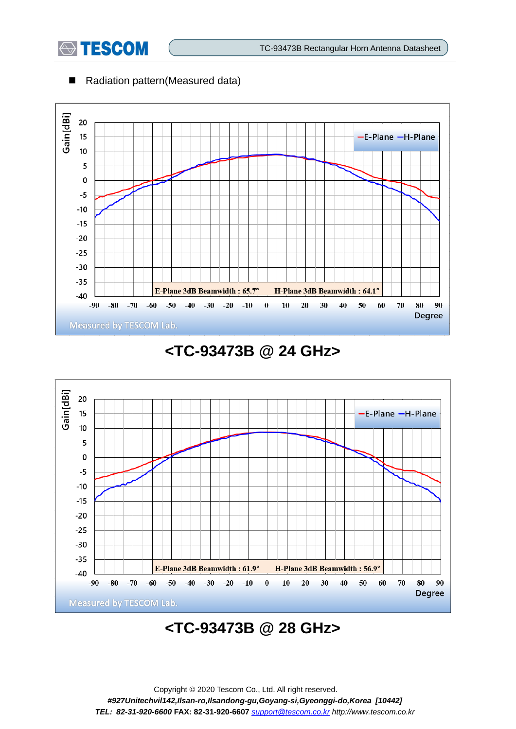■ Radiation pattern(Measured data)

Gain[dBi]

—E-Plane —H-Plane

E-Plane 3dB Beamwidth : 65.7°    H-Plane 3dB Beamwidth : 64.1°

Degree

Measured by TESCOM Lab.

**<TC-93473B @ 24 GHz>**

Gain[dBi]

—E-Plane —H-Plane

E-Plane 3dB Beamwidth : 61.9°    H-Plane 3dB Beamwidth : 56.9°

Degree

Measured by TESCOM Lab.

**<TC-93473B @ 28 GHz>**

Copyright © 2020 Tescom Co., Ltd. All right reserved.

*#927Unitechvil142,Ilsan-ro,Ilsandong-gu,Goyang-si,Gyeonggi-do,Korea [10442]*

*TEL: 82-31-920-6600* FAX: 82-31-920-6607 *support@tescom.co.kr http://www.tescom.co.kr*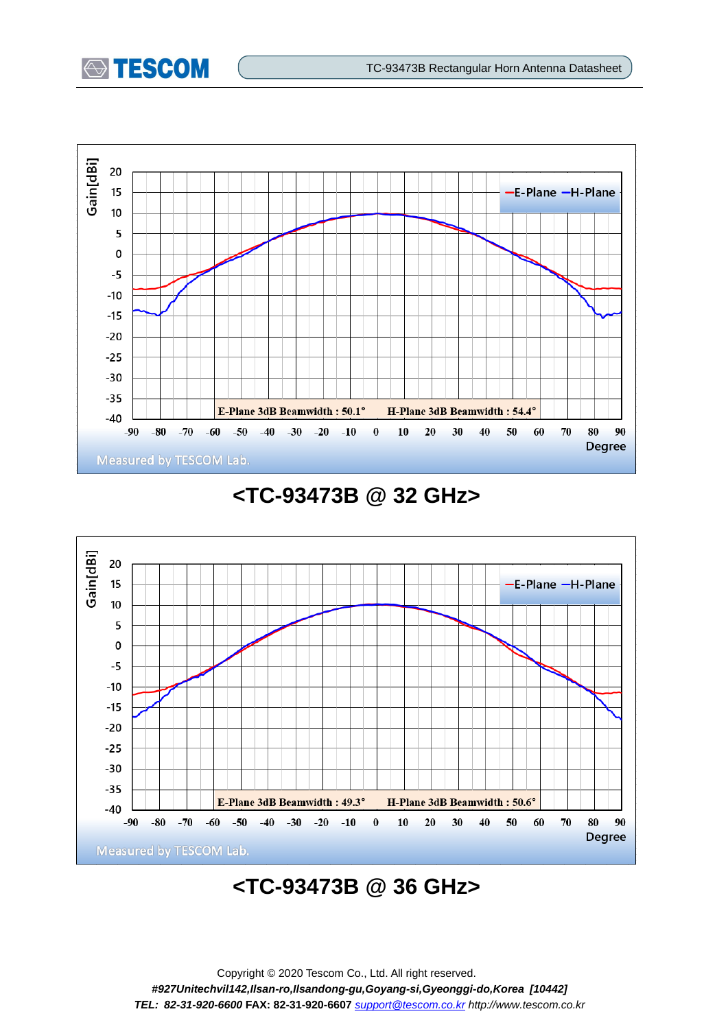Gain[dBi]

E-Plane H-Plane

E-Plane 3dB Beamwidth : 50.1° H-Plane 3dB Beamwidth : 54.4°

Degree

Measured by TESCOM Lab.

## <TC-93473B @ 32 GHz>

Gain[dBi]

E-Plane H-Plane

E-Plane 3dB Beamwidth : 49.3° H-Plane 3dB Beamwidth : 50.6°

Degree

Measured by TESCOM Lab.

## <TC-93473B @ 36 GHz>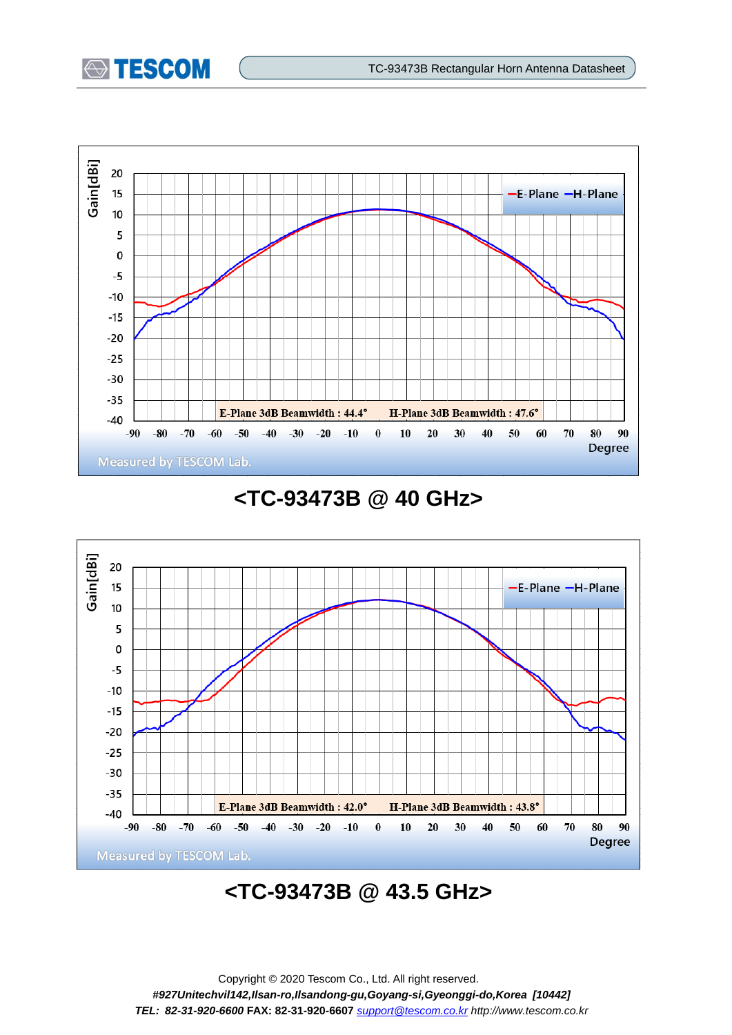E-Plane 3dB Beamwidth : 44.4°    H-Plane 3dB Beamwidth : 47.6°

**<TC-93473B @ 40 GHz>**

E-Plane 3dB Beamwidth : 42.0°    H-Plane 3dB Beamwidth : 43.8°

**<TC-93473B @ 43.5 GHz>**

Copyright © 2020 Tescom Co., Ltd. All right reserved.

*#927Unitechvil142,Ilsan-ro,Ilsandong-gu,Goyang-si,Gyeonggi-do,Korea [10442]*

***TEL: 82-31-920-6600*** **FAX: 82-31-920-6607** *support@tescom.co.kr http://www.tescom.co.kr*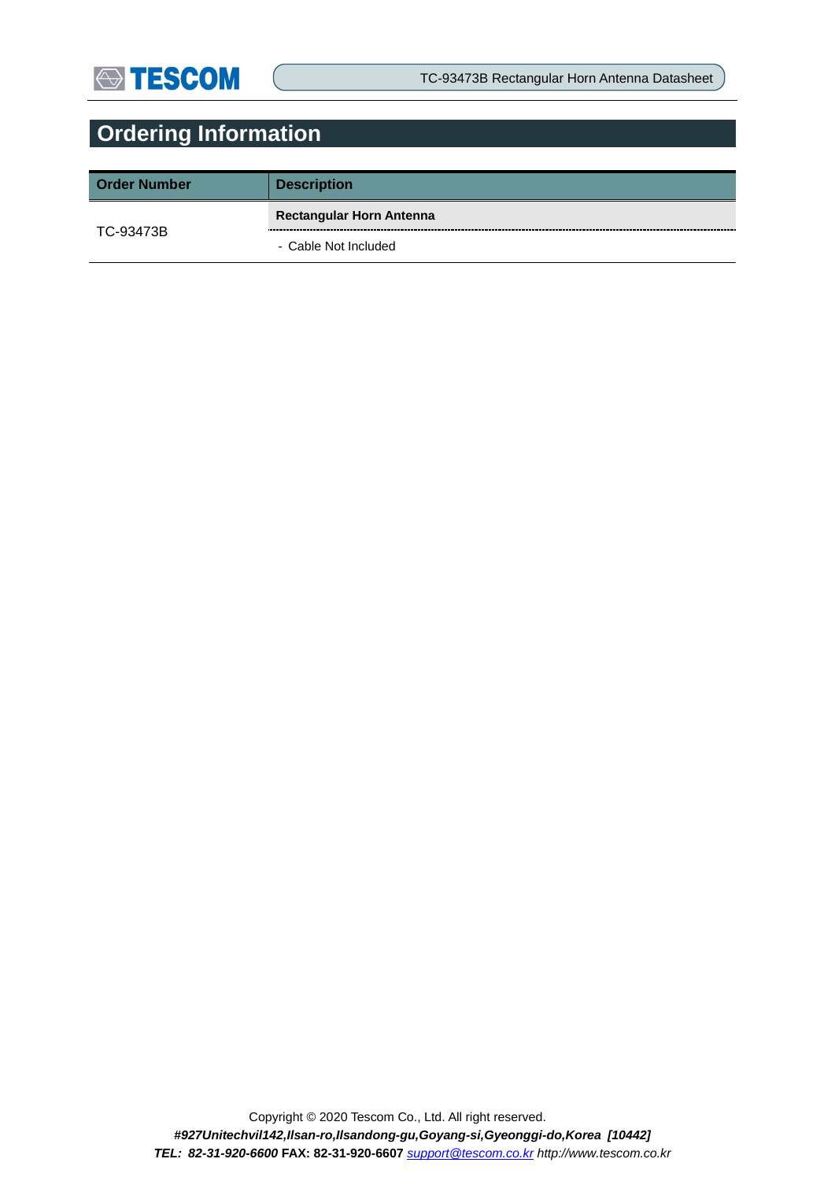# Ordering Information

| Order Number | Description |
|---|---|
| TC-93473B | **Rectangular Horn Antenna**<br>- Cable Not Included |

Copyright © 2020 Tescom Co., Ltd. All right reserved.

***#927Unitechvil142,Ilsan-ro,Ilsandong-gu,Goyang-si,Gyeonggi-do,Korea [10442]***

***TEL: 82-31-920-6600*** **FAX: 82-31-920-6607** *support@tescom.co.kr* *http://www.tescom.co.kr*